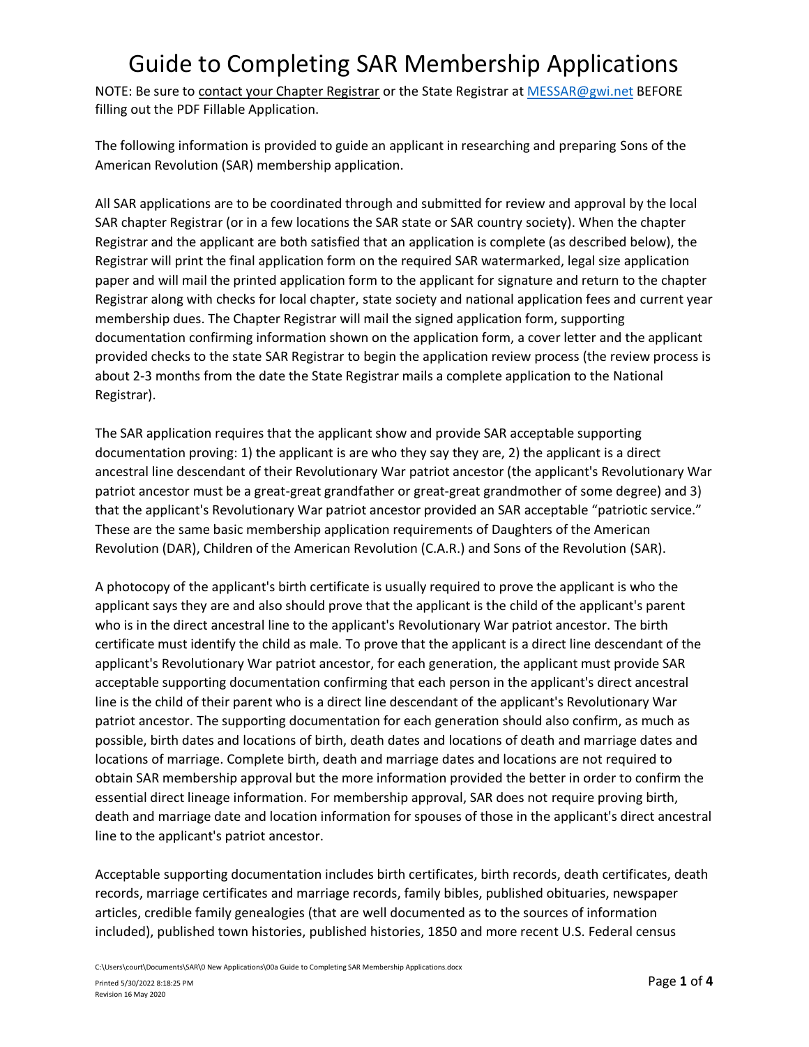# Guide to Completing SAR Membership Applications

NOTE: Be sure to contact your Chapter Registrar or the State Registrar at MESSAR@gwi.net BEFORE filling out the PDF Fillable Application.

The following information is provided to guide an applicant in researching and preparing Sons of the American Revolution (SAR) membership application.

All SAR applications are to be coordinated through and submitted for review and approval by the local SAR chapter Registrar (or in a few locations the SAR state or SAR country society). When the chapter Registrar and the applicant are both satisfied that an application is complete (as described below), the Registrar will print the final application form on the required SAR watermarked, legal size application paper and will mail the printed application form to the applicant for signature and return to the chapter Registrar along with checks for local chapter, state society and national application fees and current year membership dues. The Chapter Registrar will mail the signed application form, supporting documentation confirming information shown on the application form, a cover letter and the applicant provided checks to the state SAR Registrar to begin the application review process (the review process is about 2-3 months from the date the State Registrar mails a complete application to the National Registrar).

The SAR application requires that the applicant show and provide SAR acceptable supporting documentation proving: 1) the applicant is are who they say they are, 2) the applicant is a direct ancestral line descendant of their Revolutionary War patriot ancestor (the applicant's Revolutionary War patriot ancestor must be a great-great grandfather or great-great grandmother of some degree) and 3) that the applicant's Revolutionary War patriot ancestor provided an SAR acceptable "patriotic service." These are the same basic membership application requirements of Daughters of the American Revolution (DAR), Children of the American Revolution (C.A.R.) and Sons of the Revolution (SAR).

A photocopy of the applicant's birth certificate is usually required to prove the applicant is who the applicant says they are and also should prove that the applicant is the child of the applicant's parent who is in the direct ancestral line to the applicant's Revolutionary War patriot ancestor. The birth certificate must identify the child as male. To prove that the applicant is a direct line descendant of the applicant's Revolutionary War patriot ancestor, for each generation, the applicant must provide SAR acceptable supporting documentation confirming that each person in the applicant's direct ancestral line is the child of their parent who is a direct line descendant of the applicant's Revolutionary War patriot ancestor. The supporting documentation for each generation should also confirm, as much as possible, birth dates and locations of birth, death dates and locations of death and marriage dates and locations of marriage. Complete birth, death and marriage dates and locations are not required to obtain SAR membership approval but the more information provided the better in order to confirm the essential direct lineage information. For membership approval, SAR does not require proving birth, death and marriage date and location information for spouses of those in the applicant's direct ancestral line to the applicant's patriot ancestor.

Acceptable supporting documentation includes birth certificates, birth records, death certificates, death records, marriage certificates and marriage records, family bibles, published obituaries, newspaper articles, credible family genealogies (that are well documented as to the sources of information included), published town histories, published histories, 1850 and more recent U.S. Federal census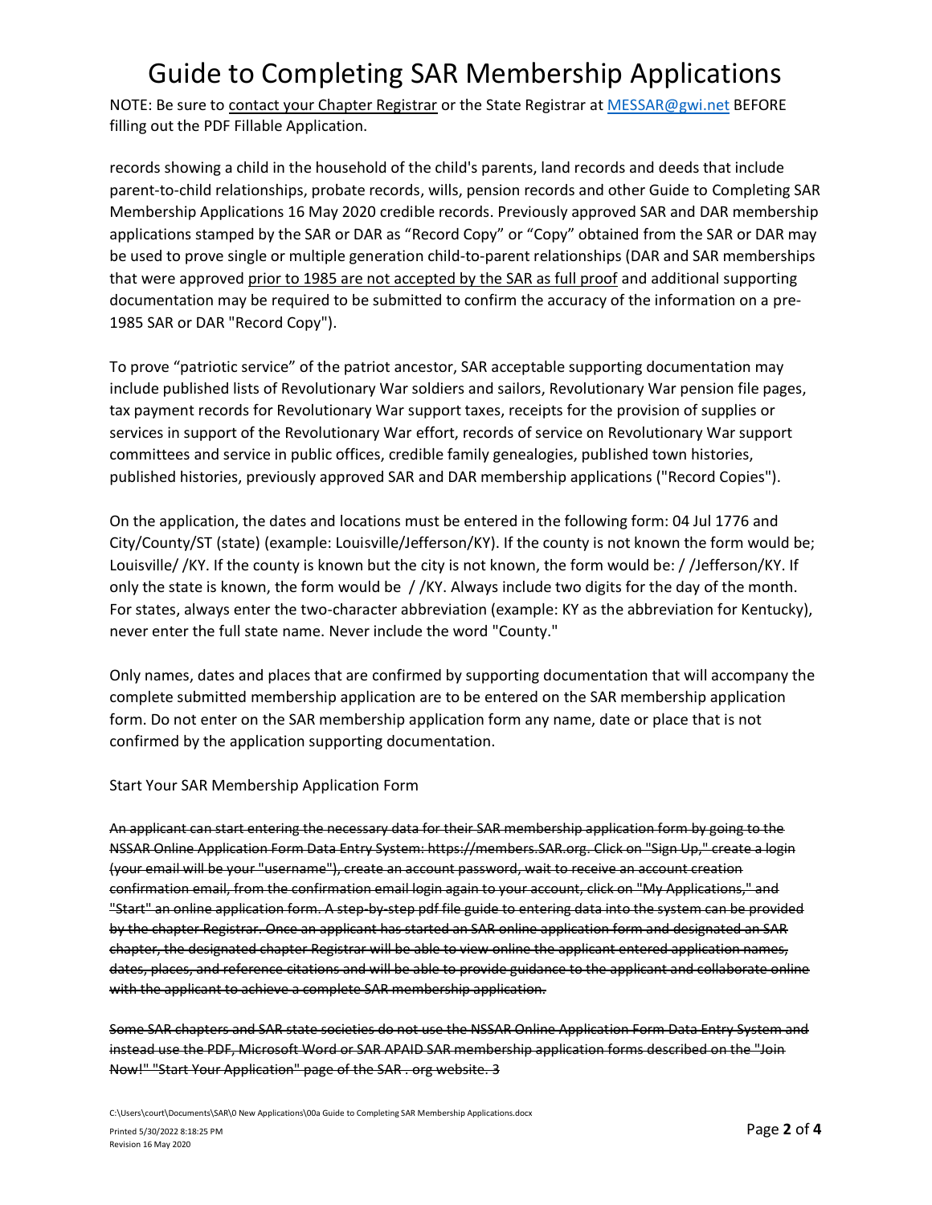records showing a child in the household of the child's parents, land records and deeds that include parent-to-child relationships, probate records, wills, pension records and other Guide to Completing SAR Membership Applications 16 May 2020 credible records. Previously approved SAR and DAR membership applications stamped by the SAR or DAR as "Record Copy" or "Copy" obtained from the SAR or DAR may be used to prove single or multiple generation child-to-parent relationships (DAR and SAR memberships that were approved <u>prior to 1985 are not accepted by the SAR as full proof</u> and additional supporting documentation may be required to be submitted to confirm the accuracy of the information on a pre-1985 SAR or DAR "Record Copy").

To prove "patriotic service" of the patriot ancestor, SAR acceptable supporting documentation may include published lists of Revolutionary War soldiers and sailors, Revolutionary War pension file pages, tax payment records for Revolutionary War support taxes, receipts for the provision of supplies or services in support of the Revolutionary War effort, records of service on Revolutionary War support committees and service in public offices, credible family genealogies, published town histories, published histories, previously approved SAR and DAR membership applications ("Record Copies").

On the application, the dates and locations must be entered in the following form: 04 Jul 1776 and City/County/ST (state) (example: Louisville/Jefferson/KY). If the county is not known the form would be; Louisville/ /KY. If the county is known but the city is not known, the form would be: / /Jefferson/KY. If only the state is known, the form would be / /KY. Always include two digits for the day of the month. For states, always enter the two-character abbreviation (example: KY as the abbreviation for Kentucky), never enter the full state name. Never include the word "County."

Only names, dates and places that are confirmed by supporting documentation that will accompany the complete submitted membership application are to be entered on the SAR membership application form. Do not enter on the SAR membership application form any name, date or place that is not confirmed by the application supporting documentation.

Start Your SAR Membership Application Form

~~An applicant can start entering the necessary data for their SAR membership application form by going to the NSSAR Online Application Form Data Entry System: https://members.SAR.org. Click on "Sign Up," create a login (your email will be your "username"), create an account password, wait to receive an account creation confirmation email, from the confirmation email login again to your account, click on "My Applications," and "Start" an online application form. A step-by-step pdf file guide to entering data into the system can be provided by the chapter Registrar. Once an applicant has started an SAR online application form and designated an SAR chapter, the designated chapter Registrar will be able to view online the applicant entered application names, dates, places, and reference citations and will be able to provide guidance to the applicant and collaborate online with the applicant to achieve a complete SAR membership application.~~

~~Some SAR chapters and SAR state societies do not use the NSSAR Online Application Form Data Entry System and instead use the PDF, Microsoft Word or SAR APAID SAR membership application forms described on the "Join Now!" "Start Your Application" page of the SAR . org website. 3~~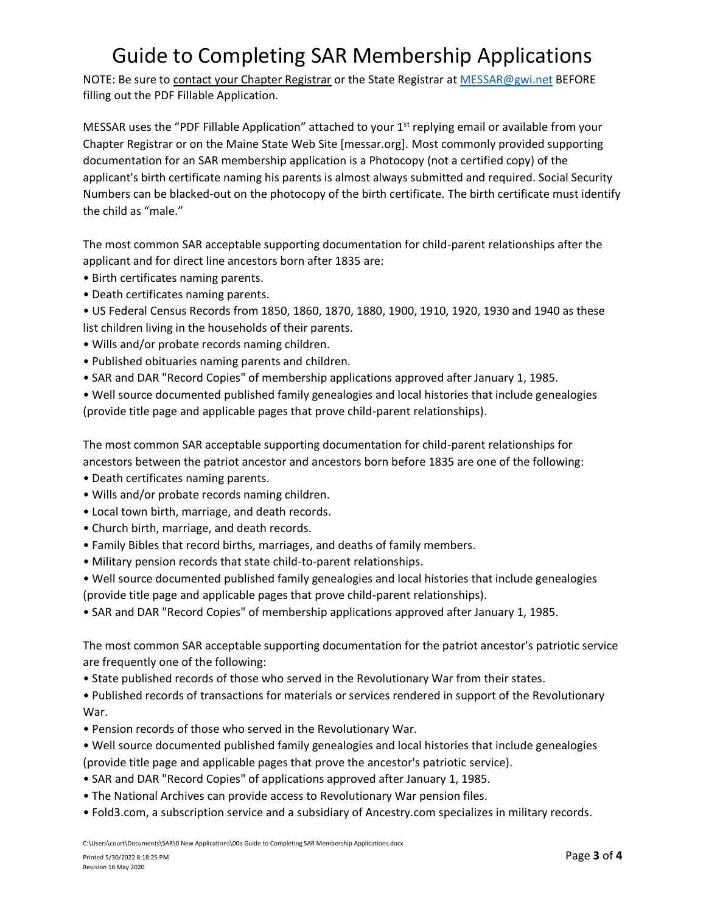# Guide to Completing SAR Membership Applications

NOTE: Be sure to contact your Chapter Registrar or the State Registrar at MESSAR@gwi.net BEFORE filling out the PDF Fillable Application.

MESSAR uses the "PDF Fillable Application" attached to your 1st replying email or available from your Chapter Registrar or on the Maine State Web Site [messar.org]. Most commonly provided supporting documentation for an SAR membership application is a Photocopy (not a certified copy) of the applicant's birth certificate naming his parents is almost always submitted and required. Social Security Numbers can be blacked-out on the photocopy of the birth certificate. The birth certificate must identify the child as "male."

The most common SAR acceptable supporting documentation for child-parent relationships after the applicant and for direct line ancestors born after 1835 are:

- Birth certificates naming parents.
- Death certificates naming parents.
- US Federal Census Records from 1850, 1860, 1870, 1880, 1900, 1910, 1920, 1930 and 1940 as these list children living in the households of their parents.
- Wills and/or probate records naming children.
- Published obituaries naming parents and children.
- SAR and DAR "Record Copies" of membership applications approved after January 1, 1985.
- Well source documented published family genealogies and local histories that include genealogies (provide title page and applicable pages that prove child-parent relationships).

The most common SAR acceptable supporting documentation for child-parent relationships for ancestors between the patriot ancestor and ancestors born before 1835 are one of the following:

- Death certificates naming parents.
- Wills and/or probate records naming children.
- Local town birth, marriage, and death records.
- Church birth, marriage, and death records.
- Family Bibles that record births, marriages, and deaths of family members.
- Military pension records that state child-to-parent relationships.
- Well source documented published family genealogies and local histories that include genealogies (provide title page and applicable pages that prove child-parent relationships).
- SAR and DAR "Record Copies" of membership applications approved after January 1, 1985.

The most common SAR acceptable supporting documentation for the patriot ancestor's patriotic service are frequently one of the following:

- State published records of those who served in the Revolutionary War from their states.
- Published records of transactions for materials or services rendered in support of the Revolutionary War.
- Pension records of those who served in the Revolutionary War.
- Well source documented published family genealogies and local histories that include genealogies (provide title page and applicable pages that prove the ancestor's patriotic service).
- SAR and DAR "Record Copies" of applications approved after January 1, 1985.
- The National Archives can provide access to Revolutionary War pension files.
- Fold3.com, a subscription service and a subsidiary of Ancestry.com specializes in military records.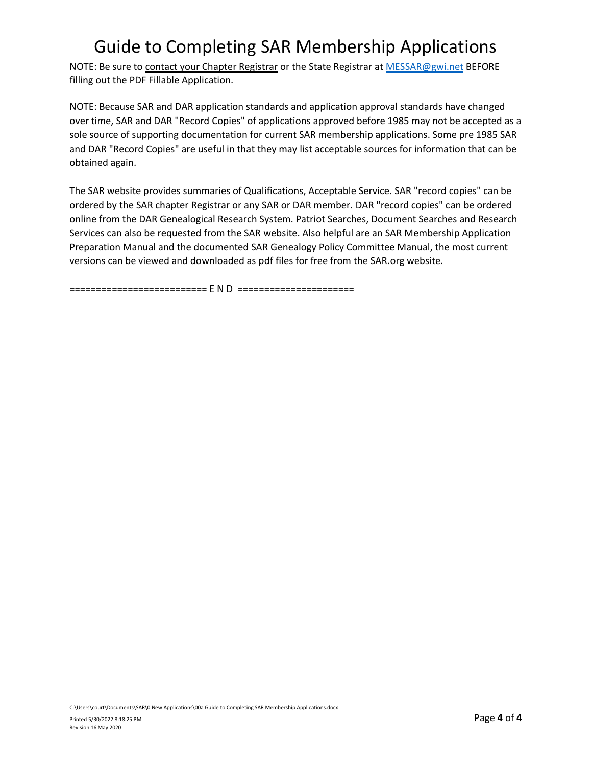# Guide to Completing SAR Membership Applications

NOTE: Be sure to contact your Chapter Registrar or the State Registrar at MESSAR@gwi.net BEFORE filling out the PDF Fillable Application.

NOTE: Because SAR and DAR application standards and application approval standards have changed over time, SAR and DAR "Record Copies" of applications approved before 1985 may not be accepted as a sole source of supporting documentation for current SAR membership applications. Some pre 1985 SAR and DAR "Record Copies" are useful in that they may list acceptable sources for information that can be obtained again.

The SAR website provides summaries of Qualifications, Acceptable Service. SAR "record copies" can be ordered by the SAR chapter Registrar or any SAR or DAR member. DAR "record copies" can be ordered online from the DAR Genealogical Research System. Patriot Searches, Document Searches and Research Services can also be requested from the SAR website. Also helpful are an SAR Membership Application Preparation Manual and the documented SAR Genealogy Policy Committee Manual, the most current versions can be viewed and downloaded as pdf files for free from the SAR.org website.

========================= E N D =====================